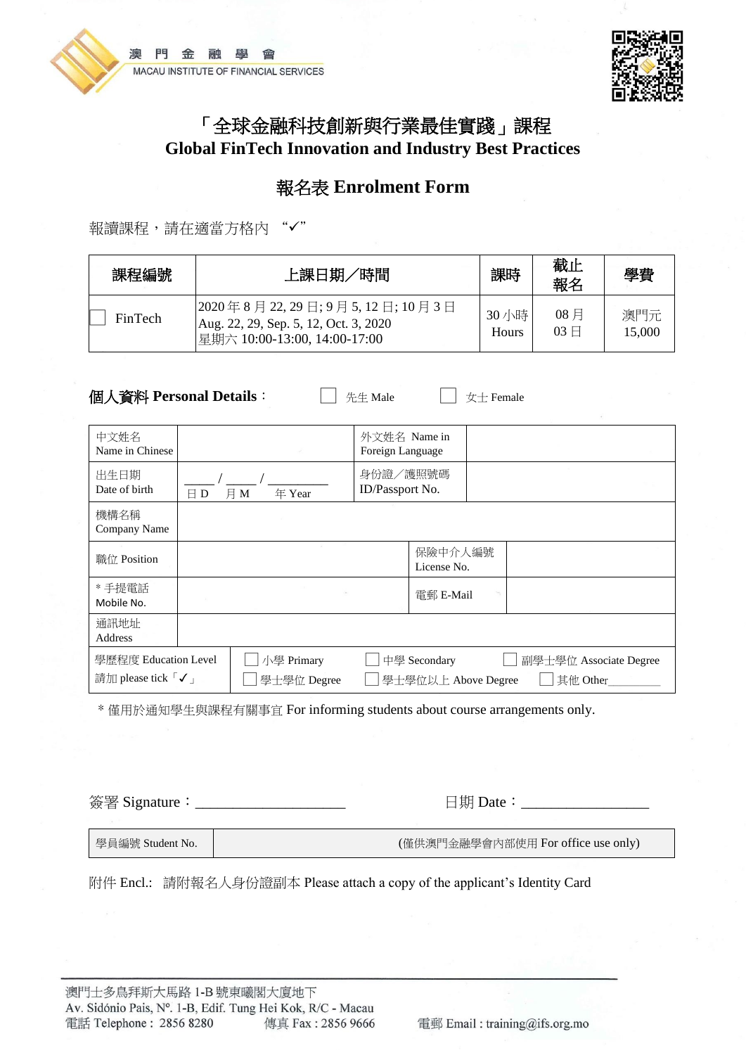澳 門 金 融 學 會
MACAU INSTITUTE OF FINANCIAL SERVICES

# 「全球金融科技創新與行業最佳實踐」課程
# Global FinTech Innovation and Industry Best Practices

## 報名表 Enrolment Form

報讀課程，請在適當方格内 “✓”

| 課程編號 | 上課日期／時間 | 課時 | 截止報名 | 學費 |
|---|---|---|---|---|
| ☐ FinTech | 2020 年 8 月 22, 29 日; 9 月 5, 12 日; 10 月 3 日<br>Aug. 22, 29, Sep. 5, 12, Oct. 3, 2020<br>星期六 10:00-13:00, 14:00-17:00 | 30 小時 Hours | 08 月 03 日 | 澳門元 15,000 |

**個人資料 Personal Details**： ☐ 先生 Male ☐ 女士 Female

| | | | |
|---|---|---|---|
| 中文姓名 Name in Chinese | | 外文姓名 Name in Foreign Language | |
| 出生日期 Date of birth | ____ / ____ / ________<br>日 D 月 M 年 Year | 身份證／護照號碼 ID/Passport No. | |
| 機構名稱 Company Name | | | |
| 職位 Position | | 保險中介人編號 License No. | |
| * 手提電話 Mobile No. | | 電郵 E-Mail | |
| 通訊地址 Address | | | |
| 學歷程度 Education Level<br>請加 please tick「✓」 | ☐ 小學 Primary ☐ 中學 Secondary ☐ 副學士學位 Associate Degree<br>☐ 學士學位 Degree ☐ 學士學位以上 Above Degree ☐ 其他 Other________ | | |

\* 僅用於通知學生與課程有關事宜 For informing students about course arrangements only.

簽署 Signature：____________________ 日期 Date：_________________

| 學員編號 Student No. | (僅供澳門金融學會內部使用 For office use only) |
|---|---|

附件 Encl.: 請附報名人身份證副本 Please attach a copy of the applicant's Identity Card

澳門士多鳥拜斯大馬路 1-B 號東曦閣大廈地下
Av. Sidónio Pais, Nº. 1-B, Edif. Tung Hei Kok, R/C - Macau
電話 Telephone： 2856 8280 傳真 Fax : 2856 9666 電郵 Email : training@ifs.org.mo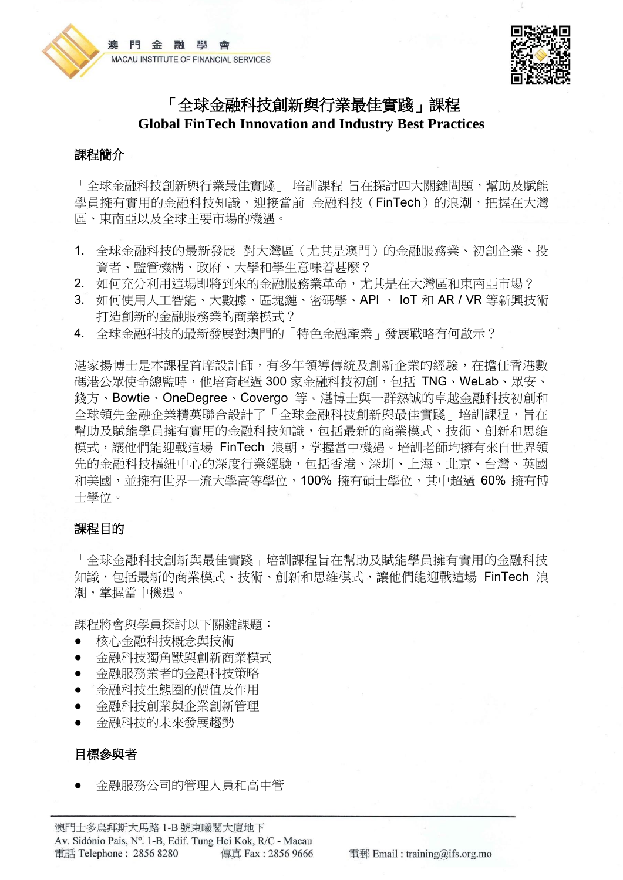# 「全球金融科技創新與行業最佳實踐」課程

# Global FinTech Innovation and Industry Best Practices

## 課程簡介

「全球金融科技創新與行業最佳實踐」 培訓課程 旨在探討四大關鍵問題，幫助及賦能學員擁有實用的金融科技知識，迎接當前 金融科技（FinTech）的浪潮，把握在大灣區、東南亞以及全球主要市場的機遇。

1. 全球金融科技的最新發展 對大灣區（尤其是澳門）的金融服務業、初創企業、投資者、監管機構、政府、大學和學生意味着甚麼？
2. 如何充分利用這場即將到來的金融服務業革命，尤其是在大灣區和東南亞市場？
3. 如何使用人工智能、大數據、區塊鏈、密碼學、API 、 IoT 和 AR / VR 等新興技術打造創新的金融服務業的商業模式？
4. 全球金融科技的最新發展對澳門的「特色金融產業」發展戰略有何啟示？

湛家揚博士是本課程首席設計師，有多年領導傳統及創新企業的經驗，在擔任香港數碼港公眾使命總監時，他培育超過 300 家金融科技初創，包括 TNG、WeLab、眾安、錢方、Bowtie、OneDegree、Covergo 等。湛博士與一群熱誠的卓越金融科技初創和全球領先金融企業精英聯合設計了「全球金融科技創新與最佳實踐」培訓課程，旨在幫助及賦能學員擁有實用的金融科技知識，包括最新的商業模式、技術、創新和思維模式，讓他們能迎戰這場 FinTech 浪潮，掌握當中機遇。培訓老師均擁有來自世界領先的金融科技樞紐中心的深度行業經驗，包括香港、深圳、上海、北京、台灣、英國和美國，並擁有世界一流大學高等學位，100% 擁有碩士學位，其中超過 60% 擁有博士學位。

## 課程目的

「全球金融科技創新與最佳實踐」培訓課程旨在幫助及賦能學員擁有實用的金融科技知識，包括最新的商業模式、技術、創新和思維模式，讓他們能迎戰這場 FinTech 浪潮，掌握當中機遇。

課程將會與學員探討以下關鍵課題：

- 核心金融科技概念與技術
- 金融科技獨角獸與創新商業模式
- 金融服務業者的金融科技策略
- 金融科技生態圈的價值及作用
- 金融科技創業與企業創新管理
- 金融科技的未來發展趨勢

## 目標參與者

- 金融服務公司的管理人員和高中管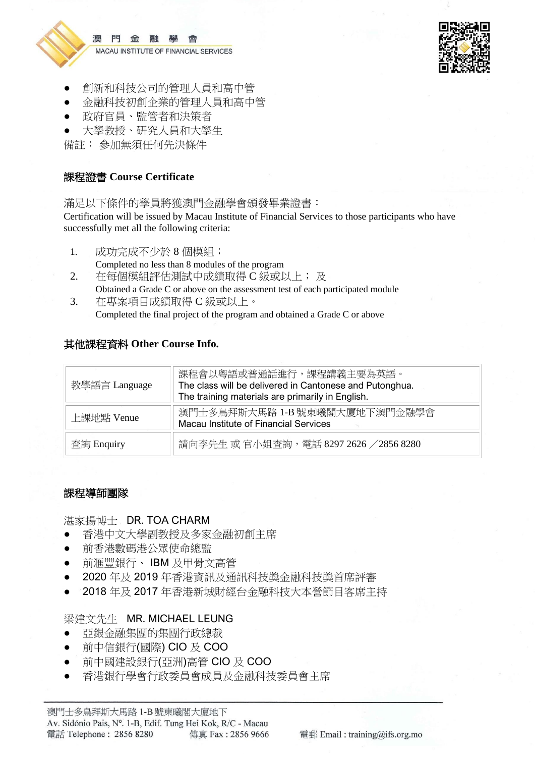- 創新和科技公司的管理人員和高中管
- 金融科技初創企業的管理人員和高中管
- 政府官員、監管者和決策者
- 大學教授、研究人員和大學生

備註： 參加無須任何先決條件

## 課程證書 Course Certificate

滿足以下條件的學員將獲澳門金融學會頒發畢業證書：
Certification will be issued by Macau Institute of Financial Services to those participants who have successfully met all the following criteria:

1. 成功完成不少於 8 個模組；
   Completed no less than 8 modules of the program
2. 在每個模組評估測試中成績取得 C 級或以上； 及
   Obtained a Grade C or above on the assessment test of each participated module
3. 在專案項目成績取得 C 級或以上。
   Completed the final project of the program and obtained a Grade C or above

## 其他課程資料 Other Course Info.

| | |
|---|---|
| 教學語言 Language | 課程會以粵語或普通話進行，課程講義主要為英語。<br>The class will be delivered in Cantonese and Putonghua.<br>The training materials are primarily in English. |
| 上課地點 Venue | 澳門士多鳥拜斯大馬路 1-B 號東曦閣大廈地下澳門金融學會<br>Macau Institute of Financial Services |
| 查詢 Enquiry | 請向李先生 或 官小姐查詢，電話 8297 2626 ／2856 8280 |

## 課程導師團隊

湛家揚博士 DR. TOA CHARM

- 香港中文大學副教授及多家金融初創主席
- 前香港數碼港公眾使命總監
- 前滙豐銀行、 IBM 及甲骨文高管
- 2020 年及 2019 年香港資訊及通訊科技獎金融科技獎首席評審
- 2018 年及 2017 年香港新城財經台金融科技大本營節目客席主持

梁建文先生 MR. MICHAEL LEUNG

- 亞銀金融集團的集團行政總裁
- 前中信銀行(國際) CIO 及 COO
- 前中國建設銀行(亞洲)高管 CIO 及 COO
- 香港銀行學會行政委員會成員及金融科技委員會主席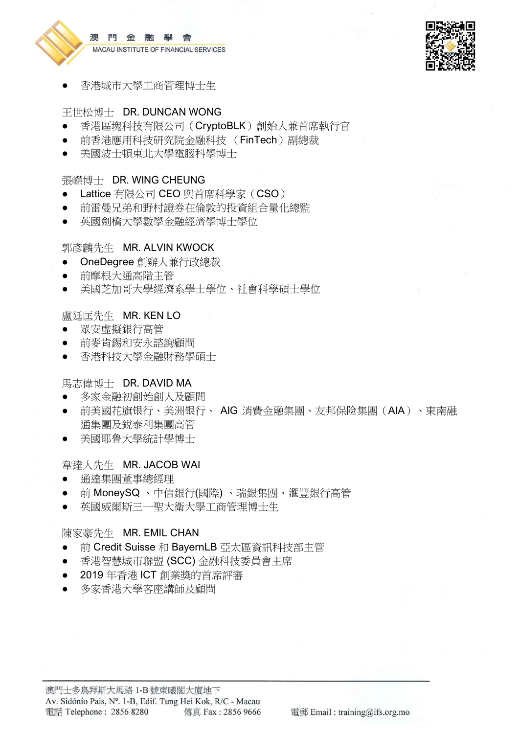- 香港城市大學工商管理博士生

王世松博士 DR. DUNCAN WONG
- 香港區塊科技有限公司（CryptoBLK）創始人兼首席執行官
- 前香港應用科技研究院金融科技 （FinTech）副總裁
- 美國波士頓東北大學電腦科學博士

張嶸博士 DR. WING CHEUNG
- Lattice 有限公司 CEO 與首席科學家（CSO）
- 前雷曼兄弟和野村證券在倫敦的投資組合量化總監
- 英國劍橋大學數學金融經濟學博士學位

郭彥麟先生 MR. ALVIN KWOCK
- OneDegree 創辦人兼行政總裁
- 前摩根大通高階主管
- 美國芝加哥大學經濟系學士學位、社會科學碩士學位

盧廷匡先生 MR. KEN LO
- 眾安虛擬銀行高管
- 前麥肯錫和安永諮詢顧問
- 香港科技大學金融財務學碩士

馬志偉博士 DR. DAVID MA
- 多家金融初創始創人及顧問
- 前美國花旗銀行、美洲銀行、 AIG 消費金融集團、友邦保險集團（AIA）、東南融通集團及銳泰利集團高管
- 美國耶魯大學統計學博士

韋達人先生 MR. JACOB WAI
- 通達集團董事總經理
- 前 MoneySQ 、中信銀行(國際) 、瑞銀集團、滙豐銀行高管
- 英國威爾斯三一聖大衛大學工商管理博士生

陳家豪先生 MR. EMIL CHAN
- 前 Credit Suisse 和 BayernLB 亞太區資訊科技部主管
- 香港智慧城市聯盟 (SCC) 金融科技委員會主席
- 2019 年香港 ICT 創業獎的首席評審
- 多家香港大學客座講師及顧問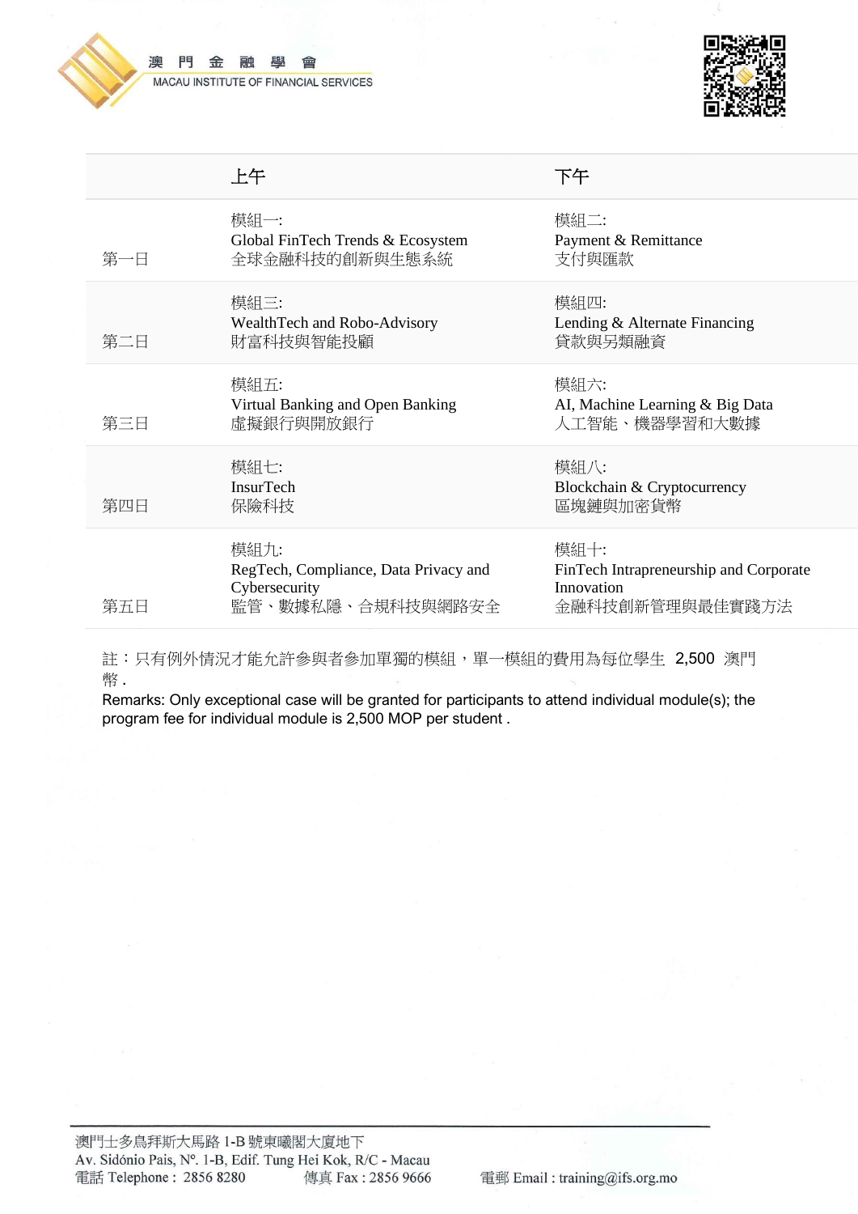| | 上午 | 下午 |
|---|---|---|
| 第一日 | 模組一:<br>Global FinTech Trends & Ecosystem<br>全球金融科技的創新與生態系統 | 模組二:<br>Payment & Remittance<br>支付與匯款 |
| 第二日 | 模組三:<br>WealthTech and Robo-Advisory<br>財富科技與智能投顧 | 模組四:<br>Lending & Alternate Financing<br>貸款與另類融資 |
| 第三日 | 模組五:<br>Virtual Banking and Open Banking<br>虛擬銀行與開放銀行 | 模組六:<br>AI, Machine Learning & Big Data<br>人工智能、機器學習和大數據 |
| 第四日 | 模組七:<br>InsurTech<br>保險科技 | 模組八:<br>Blockchain & Cryptocurrency<br>區塊鏈與加密貨幣 |
| 第五日 | 模組九:<br>RegTech, Compliance, Data Privacy and Cybersecurity<br>監管、數據私隱、合規科技與網路安全 | 模組十:<br>FinTech Intrapreneurship and Corporate Innovation<br>金融科技創新管理與最佳實踐方法 |

註：只有例外情況才能允許參與者參加單獨的模組，單一模組的費用為每位學生 2,500 澳門幣.

Remarks: Only exceptional case will be granted for participants to attend individual module(s); the program fee for individual module is 2,500 MOP per student .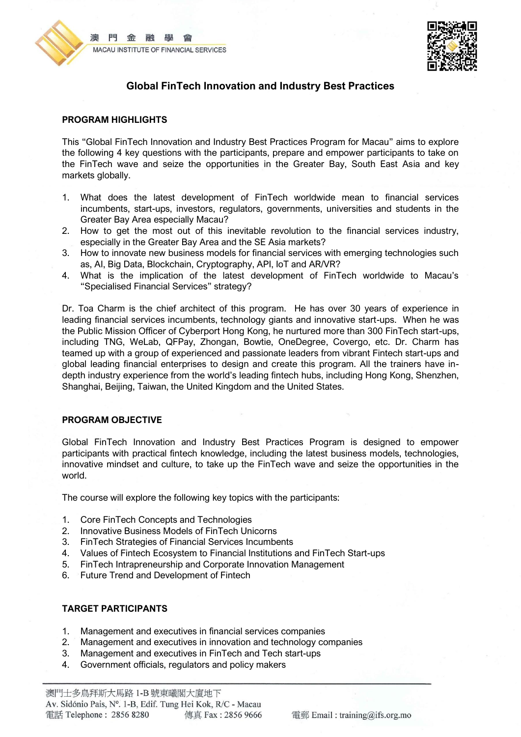# Global FinTech Innovation and Industry Best Practices

## PROGRAM HIGHLIGHTS

This "Global FinTech Innovation and Industry Best Practices Program for Macau" aims to explore the following 4 key questions with the participants, prepare and empower participants to take on the FinTech wave and seize the opportunities in the Greater Bay, South East Asia and key markets globally.

1. What does the latest development of FinTech worldwide mean to financial services incumbents, start-ups, investors, regulators, governments, universities and students in the Greater Bay Area especially Macau?
2. How to get the most out of this inevitable revolution to the financial services industry, especially in the Greater Bay Area and the SE Asia markets?
3. How to innovate new business models for financial services with emerging technologies such as, AI, Big Data, Blockchain, Cryptography, API, IoT and AR/VR?
4. What is the implication of the latest development of FinTech worldwide to Macau's "Specialised Financial Services" strategy?

Dr. Toa Charm is the chief architect of this program. He has over 30 years of experience in leading financial services incumbents, technology giants and innovative start-ups. When he was the Public Mission Officer of Cyberport Hong Kong, he nurtured more than 300 FinTech start-ups, including TNG, WeLab, QFPay, Zhongan, Bowtie, OneDegree, Covergo, etc. Dr. Charm has teamed up with a group of experienced and passionate leaders from vibrant Fintech start-ups and global leading financial enterprises to design and create this program. All the trainers have in-depth industry experience from the world's leading fintech hubs, including Hong Kong, Shenzhen, Shanghai, Beijing, Taiwan, the United Kingdom and the United States.

## PROGRAM OBJECTIVE

Global FinTech Innovation and Industry Best Practices Program is designed to empower participants with practical fintech knowledge, including the latest business models, technologies, innovative mindset and culture, to take up the FinTech wave and seize the opportunities in the world.

The course will explore the following key topics with the participants:

1. Core FinTech Concepts and Technologies
2. Innovative Business Models of FinTech Unicorns
3. FinTech Strategies of Financial Services Incumbents
4. Values of Fintech Ecosystem to Financial Institutions and FinTech Start-ups
5. FinTech Intrapreneurship and Corporate Innovation Management
6. Future Trend and Development of Fintech

## TARGET PARTICIPANTS

1. Management and executives in financial services companies
2. Management and executives in innovation and technology companies
3. Management and executives in FinTech and Tech start-ups
4. Government officials, regulators and policy makers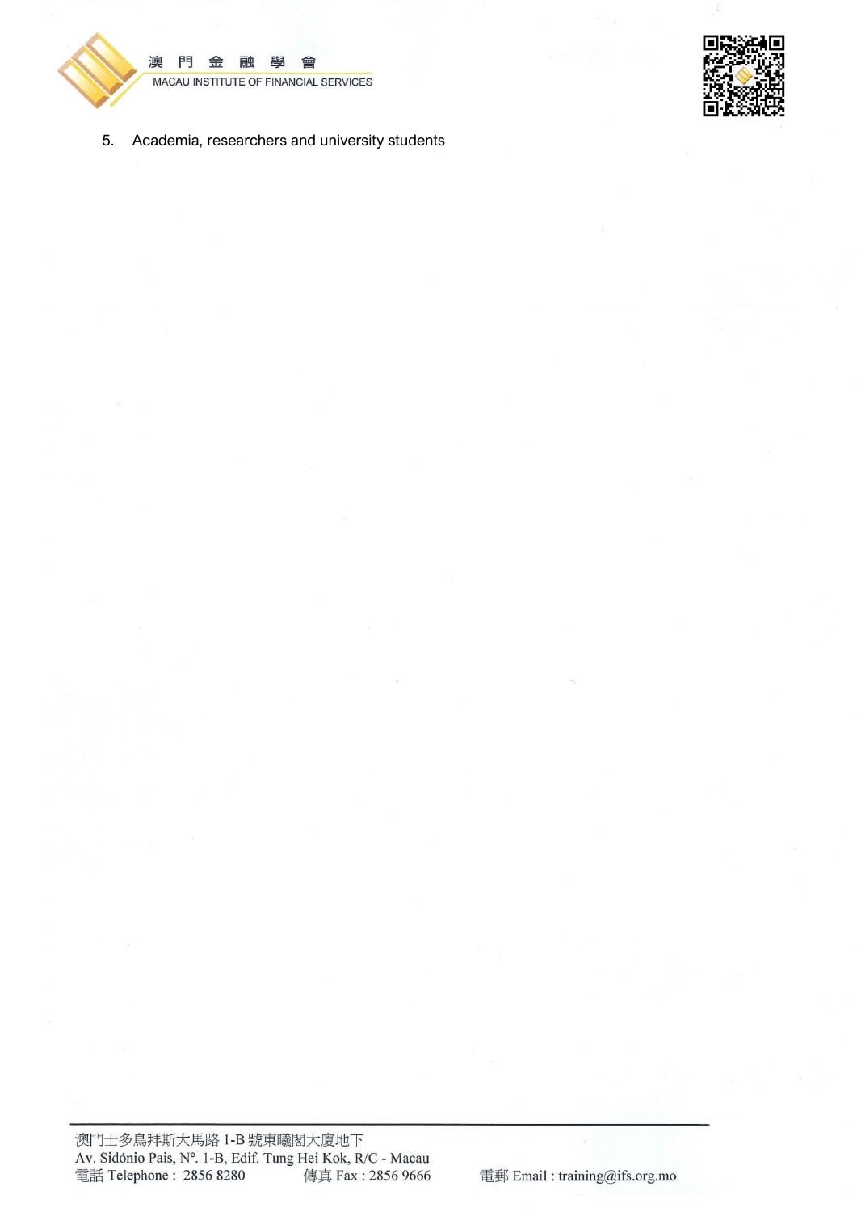5. Academia, researchers and university students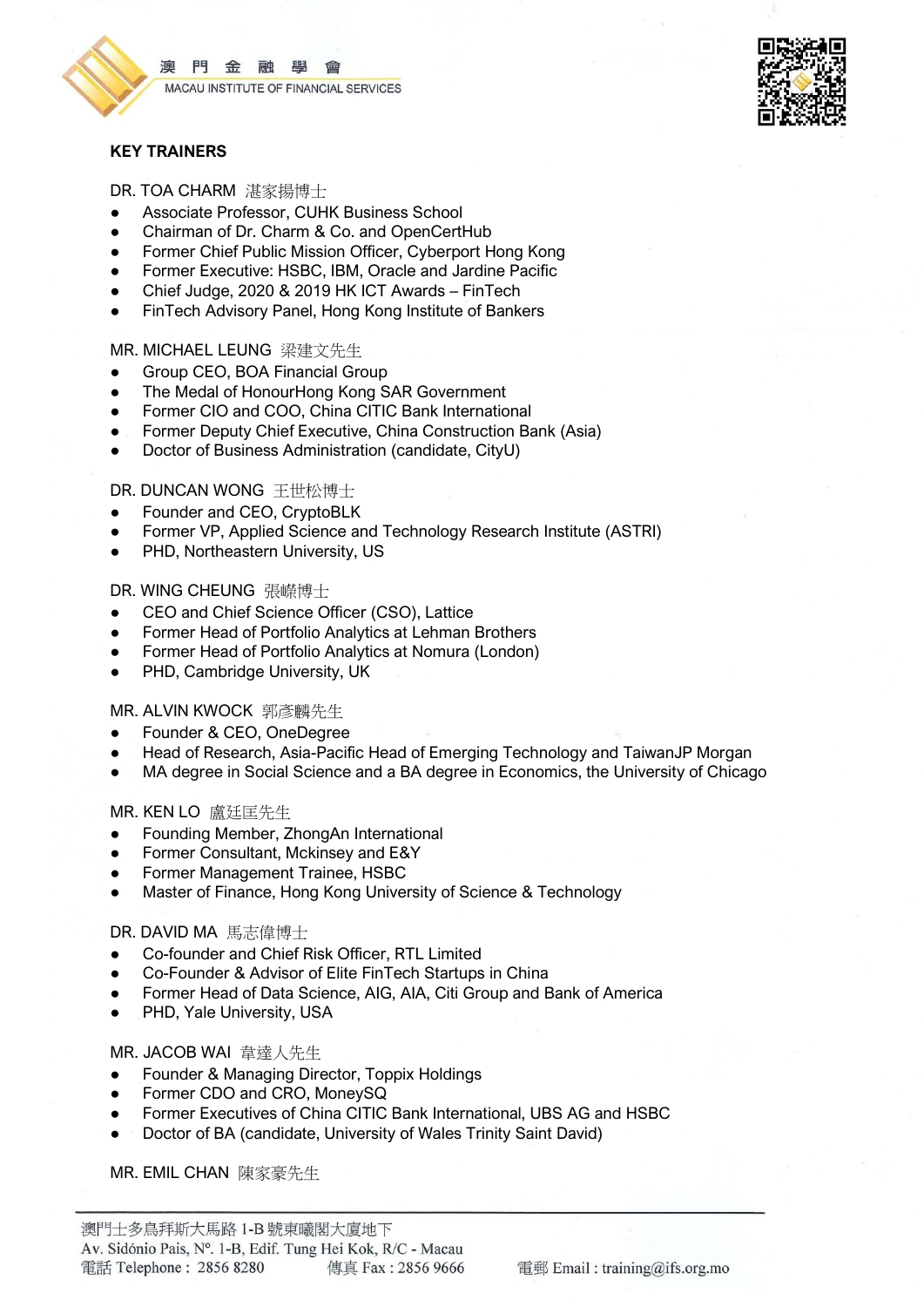## KEY TRAINERS

DR. TOA CHARM 湛家揚博士

- Associate Professor, CUHK Business School
- Chairman of Dr. Charm & Co. and OpenCertHub
- Former Chief Public Mission Officer, Cyberport Hong Kong
- Former Executive: HSBC, IBM, Oracle and Jardine Pacific
- Chief Judge, 2020 & 2019 HK ICT Awards – FinTech
- FinTech Advisory Panel, Hong Kong Institute of Bankers

MR. MICHAEL LEUNG 梁建文先生

- Group CEO, BOA Financial Group
- The Medal of HonourHong Kong SAR Government
- Former CIO and COO, China CITIC Bank International
- Former Deputy Chief Executive, China Construction Bank (Asia)
- Doctor of Business Administration (candidate, CityU)

DR. DUNCAN WONG 王世松博士

- Founder and CEO, CryptoBLK
- Former VP, Applied Science and Technology Research Institute (ASTRI)
- PHD, Northeastern University, US

DR. WING CHEUNG 張嶸博士

- CEO and Chief Science Officer (CSO), Lattice
- Former Head of Portfolio Analytics at Lehman Brothers
- Former Head of Portfolio Analytics at Nomura (London)
- PHD, Cambridge University, UK

MR. ALVIN KWOCK 郭彥麟先生

- Founder & CEO, OneDegree
- Head of Research, Asia-Pacific Head of Emerging Technology and TaiwanJP Morgan
- MA degree in Social Science and a BA degree in Economics, the University of Chicago

MR. KEN LO 盧廷匡先生

- Founding Member, ZhongAn International
- Former Consultant, Mckinsey and E&Y
- Former Management Trainee, HSBC
- Master of Finance, Hong Kong University of Science & Technology

DR. DAVID MA 馬志偉博士

- Co-founder and Chief Risk Officer, RTL Limited
- Co-Founder & Advisor of Elite FinTech Startups in China
- Former Head of Data Science, AIG, AIA, Citi Group and Bank of America
- PHD, Yale University, USA

MR. JACOB WAI 韋達人先生

- Founder & Managing Director, Toppix Holdings
- Former CDO and CRO, MoneySQ
- Former Executives of China CITIC Bank International, UBS AG and HSBC
- Doctor of BA (candidate, University of Wales Trinity Saint David)

MR. EMIL CHAN 陳家豪先生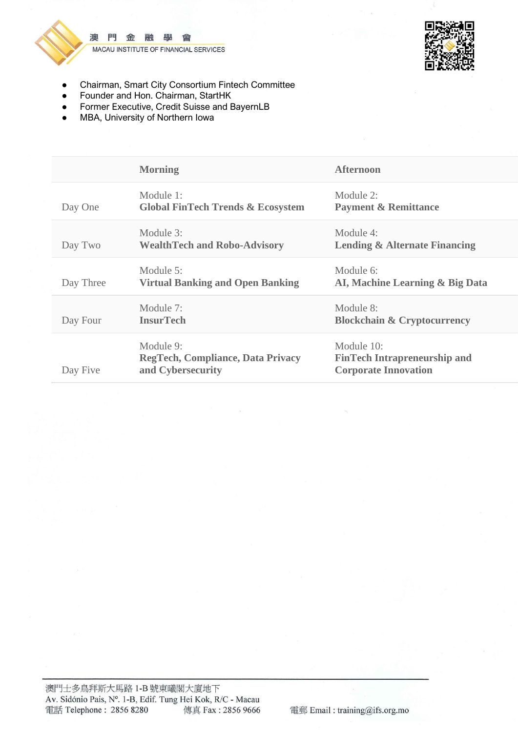- Chairman, Smart City Consortium Fintech Committee
- Founder and Hon. Chairman, StartHK
- Former Executive, Credit Suisse and BayernLB
- MBA, University of Northern Iowa

| | **Morning** | **Afternoon** |
|---|---|---|
| Day One | Module 1: **Global FinTech Trends & Ecosystem** | Module 2: **Payment & Remittance** |
| Day Two | Module 3: **WealthTech and Robo-Advisory** | Module 4: **Lending & Alternate Financing** |
| Day Three | Module 5: **Virtual Banking and Open Banking** | Module 6: **AI, Machine Learning & Big Data** |
| Day Four | Module 7: **InsurTech** | Module 8: **Blockchain & Cryptocurrency** |
| Day Five | Module 9: **RegTech, Compliance, Data Privacy and Cybersecurity** | Module 10: **FinTech Intrapreneurship and Corporate Innovation** |